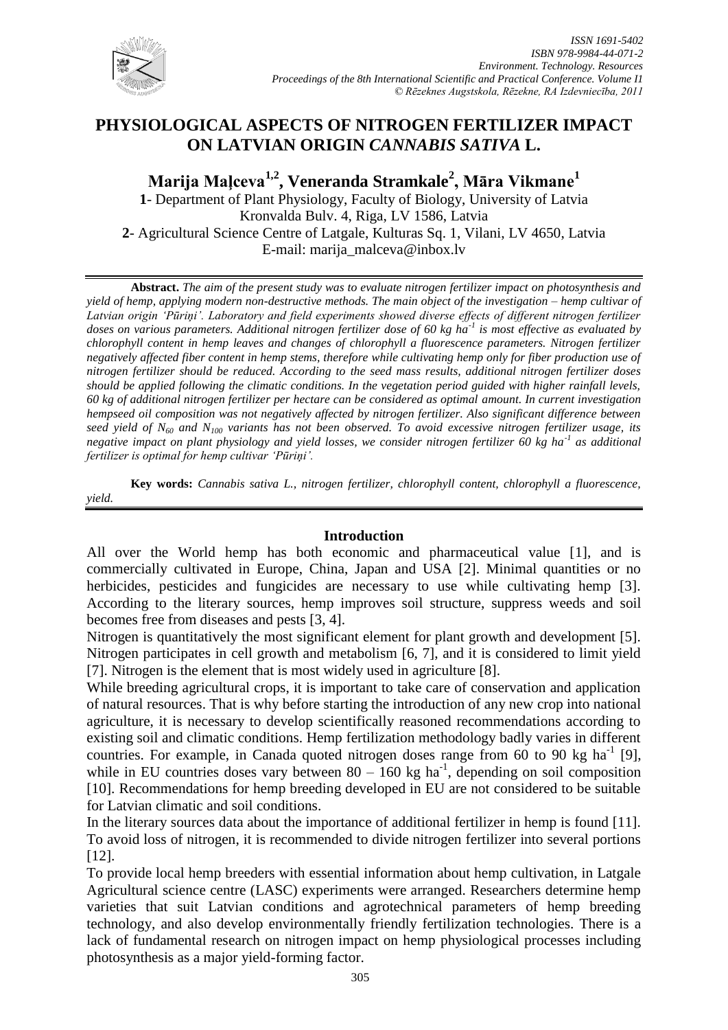# PHYSIOLOGICAL ASPECTS OF NITROGEN FERTILIZER IMPACT ON LATVIAN ORIGIN *CANNABIS SATIVA* L.

**Marija Maļceva[1,2], Veneranda Stramkale[2], Māra Vikmane[1]**

**1**- Department of Plant Physiology, Faculty of Biology, University of Latvia
Kronvalda Bulv. 4, Riga, LV 1586, Latvia

**2**- Agricultural Science Centre of Latgale, Kulturas Sq. 1, Vilani, LV 4650, Latvia

E-mail: marija_malceva@inbox.lv

**Abstract.** *The aim of the present study was to evaluate nitrogen fertilizer impact on photosynthesis and yield of hemp, applying modern non-destructive methods. The main object of the investigation – hemp cultivar of Latvian origin 'Pūriņi'. Laboratory and field experiments showed diverse effects of different nitrogen fertilizer doses on various parameters. Additional nitrogen fertilizer dose of 60 kg ha$^{-1}$ is most effective as evaluated by chlorophyll content in hemp leaves and changes of chlorophyll a fluorescence parameters. Nitrogen fertilizer negatively affected fiber content in hemp stems, therefore while cultivating hemp only for fiber production use of nitrogen fertilizer should be reduced. According to the seed mass results, additional nitrogen fertilizer doses should be applied following the climatic conditions. In the vegetation period guided with higher rainfall levels, 60 kg of additional nitrogen fertilizer per hectare can be considered as optimal amount. In current investigation hempseed oil composition was not negatively affected by nitrogen fertilizer. Also significant difference between seed yield of $N_{60}$ and $N_{100}$ variants has not been observed. To avoid excessive nitrogen fertilizer usage, its negative impact on plant physiology and yield losses, we consider nitrogen fertilizer 60 kg ha$^{-1}$ as additional fertilizer is optimal for hemp cultivar 'Pūriņi'.*

**Key words:** *Cannabis sativa L., nitrogen fertilizer, chlorophyll content, chlorophyll a fluorescence, yield.*

## Introduction

All over the World hemp has both economic and pharmaceutical value [1], and is commercially cultivated in Europe, China, Japan and USA [2]. Minimal quantities or no herbicides, pesticides and fungicides are necessary to use while cultivating hemp [3]. According to the literary sources, hemp improves soil structure, suppress weeds and soil becomes free from diseases and pests [3, 4].

Nitrogen is quantitatively the most significant element for plant growth and development [5]. Nitrogen participates in cell growth and metabolism [6, 7], and it is considered to limit yield [7]. Nitrogen is the element that is most widely used in agriculture [8].

While breeding agricultural crops, it is important to take care of conservation and application of natural resources. That is why before starting the introduction of any new crop into national agriculture, it is necessary to develop scientifically reasoned recommendations according to existing soil and climatic conditions. Hemp fertilization methodology badly varies in different countries. For example, in Canada quoted nitrogen doses range from 60 to 90 kg ha$^{-1}$ [9], while in EU countries doses vary between 80 – 160 kg ha$^{-1}$, depending on soil composition [10]. Recommendations for hemp breeding developed in EU are not considered to be suitable for Latvian climatic and soil conditions.

In the literary sources data about the importance of additional fertilizer in hemp is found [11]. To avoid loss of nitrogen, it is recommended to divide nitrogen fertilizer into several portions [12].

To provide local hemp breeders with essential information about hemp cultivation, in Latgale Agricultural science centre (LASC) experiments were arranged. Researchers determine hemp varieties that suit Latvian conditions and agrotechnical parameters of hemp breeding technology, and also develop environmentally friendly fertilization technologies. There is a lack of fundamental research on nitrogen impact on hemp physiological processes including photosynthesis as a major yield-forming factor.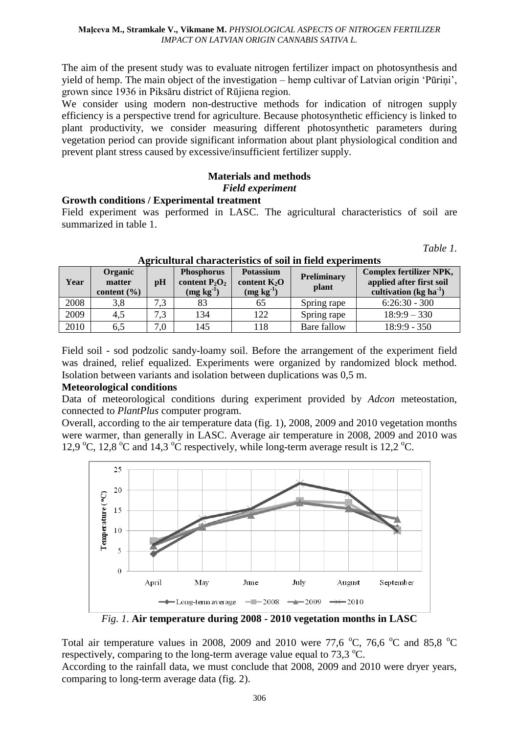The aim of the present study was to evaluate nitrogen fertilizer impact on photosynthesis and yield of hemp. The main object of the investigation – hemp cultivar of Latvian origin 'Pūriņi', grown since 1936 in Piksāru district of Rūjiena region.

We consider using modern non-destructive methods for indication of nitrogen supply efficiency is a perspective trend for agriculture. Because photosynthetic efficiency is linked to plant productivity, we consider measuring different photosynthetic parameters during vegetation period can provide significant information about plant physiological condition and prevent plant stress caused by excessive/insufficient fertilizer supply.

## Materials and methods

### *Field experiment*

**Growth conditions / Experimental treatment**

Field experiment was performed in LASC. The agricultural characteristics of soil are summarized in table 1.

*Table 1.*

**Agricultural characteristics of soil in field experiments**

| Year | Organic matter content (%) | pH | Phosphorus content $P_2O_2$ (mg $kg^{-1}$) | Potassium content $K_2O$ (mg $kg^{-1}$) | Preliminary plant | Complex fertilizer NPK, applied after first soil cultivation (kg $ha^{-1}$) |
|---|---|---|---|---|---|---|
| 2008 | 3,8 | 7,3 | 83 | 65 | Spring rape | 6:26:30 - 300 |
| 2009 | 4,5 | 7,3 | 134 | 122 | Spring rape | 18:9:9 – 330 |
| 2010 | 6,5 | 7,0 | 145 | 118 | Bare fallow | 18:9:9 - 350 |

Field soil - sod podzolic sandy-loamy soil. Before the arrangement of the experiment field was drained, relief equalized. Experiments were organized by randomized block method. Isolation between variants and isolation between duplications was 0,5 m.

**Meteorological conditions**

Data of meteorological conditions during experiment provided by *Adcon* meteostation, connected to *PlantPlus* computer program.

Overall, according to the air temperature data (fig. 1), 2008, 2009 and 2010 vegetation months were warmer, than generally in LASC. Average air temperature in 2008, 2009 and 2010 was 12,9 $^{o}$C, 12,8 $^{o}$C and 14,3 $^{o}$C respectively, while long-term average result is 12,2 $^{o}$C.

*Fig. 1.* **Air temperature during 2008 - 2010 vegetation months in LASC**

Total air temperature values in 2008, 2009 and 2010 were 77,6 $^{o}$C, 76,6 $^{o}$C and 85,8 $^{o}$C respectively, comparing to the long-term average value equal to 73,3 $^{o}$C.

According to the rainfall data, we must conclude that 2008, 2009 and 2010 were dryer years, comparing to long-term average data (fig. 2).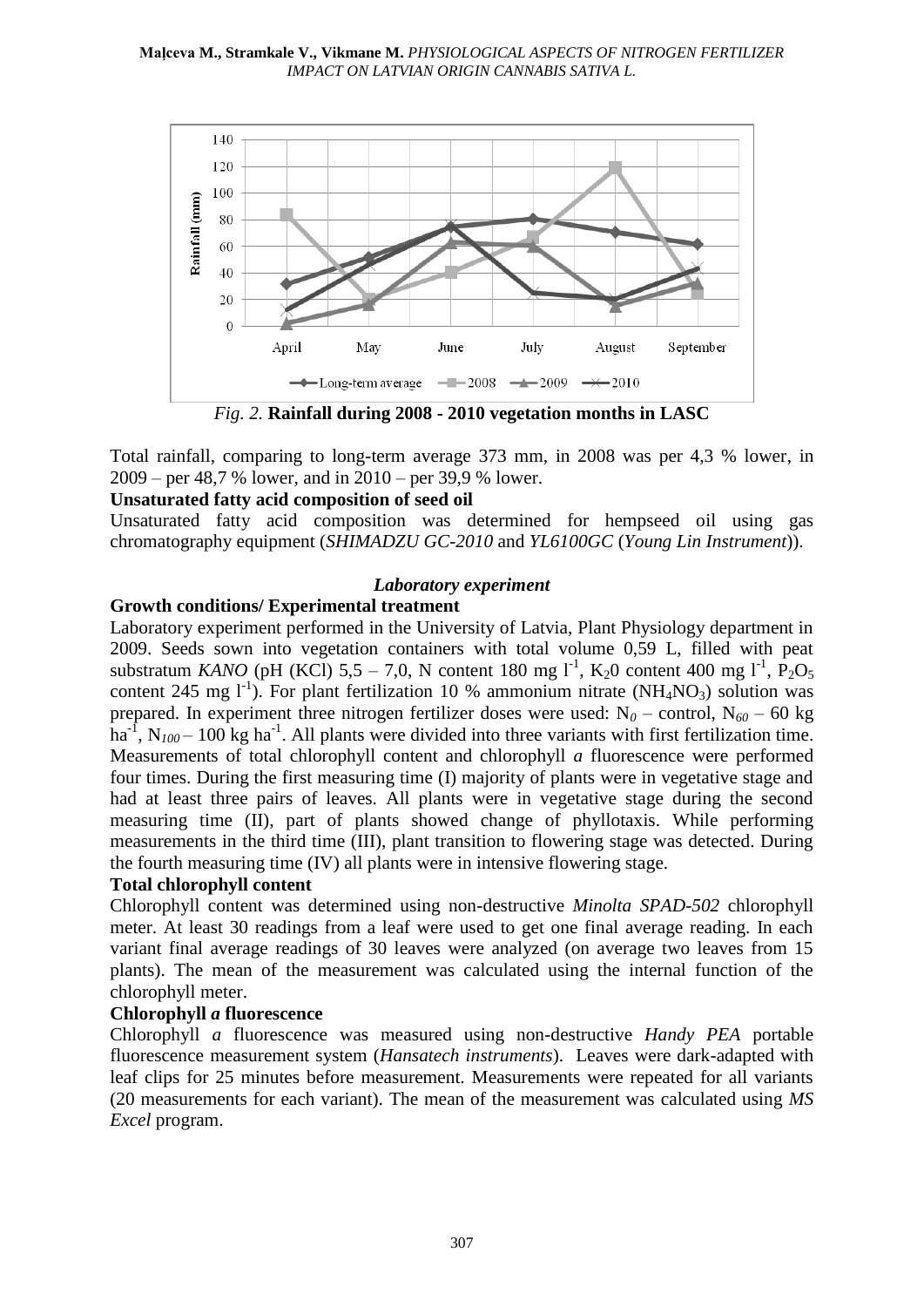*Fig. 2.* **Rainfall during 2008 - 2010 vegetation months in LASC**

Total rainfall, comparing to long-term average 373 mm, in 2008 was per 4,3 % lower, in 2009 – per 48,7 % lower, and in 2010 – per 39,9 % lower.

**Unsaturated fatty acid composition of seed oil**

Unsaturated fatty acid composition was determined for hempseed oil using gas chromatography equipment (*SHIMADZU GC-2010* and *YL6100GC* (*Young Lin Instrument*)).

### *Laboratory experiment*

**Growth conditions/ Experimental treatment**

Laboratory experiment performed in the University of Latvia, Plant Physiology department in 2009. Seeds sown into vegetation containers with total volume 0,59 L, filled with peat substratum *KANO* (pH (KCl) 5,5 – 7,0, N content 180 mg $l^{-1}$, $K_20$ content 400 mg $l^{-1}$, $P_2O_5$ content 245 mg $l^{-1}$). For plant fertilization 10 % ammonium nitrate ($NH_4NO_3$) solution was prepared. In experiment three nitrogen fertilizer doses were used: $N_0$ – control, $N_{60}$ – 60 kg $ha^{-1}$, $N_{100}$ – 100 kg $ha^{-1}$. All plants were divided into three variants with first fertilization time. Measurements of total chlorophyll content and chlorophyll *a* fluorescence were performed four times. During the first measuring time (I) majority of plants were in vegetative stage and had at least three pairs of leaves. All plants were in vegetative stage during the second measuring time (II), part of plants showed change of phyllotaxis. While performing measurements in the third time (III), plant transition to flowering stage was detected. During the fourth measuring time (IV) all plants were in intensive flowering stage.

**Total chlorophyll content**

Chlorophyll content was determined using non-destructive *Minolta SPAD-502* chlorophyll meter. At least 30 readings from a leaf were used to get one final average reading. In each variant final average readings of 30 leaves were analyzed (on average two leaves from 15 plants). The mean of the measurement was calculated using the internal function of the chlorophyll meter.

**Chlorophyll *a* fluorescence**

Chlorophyll *a* fluorescence was measured using non-destructive *Handy PEA* portable fluorescence measurement system (*Hansatech instruments*). Leaves were dark-adapted with leaf clips for 25 minutes before measurement. Measurements were repeated for all variants (20 measurements for each variant). The mean of the measurement was calculated using *MS Excel* program.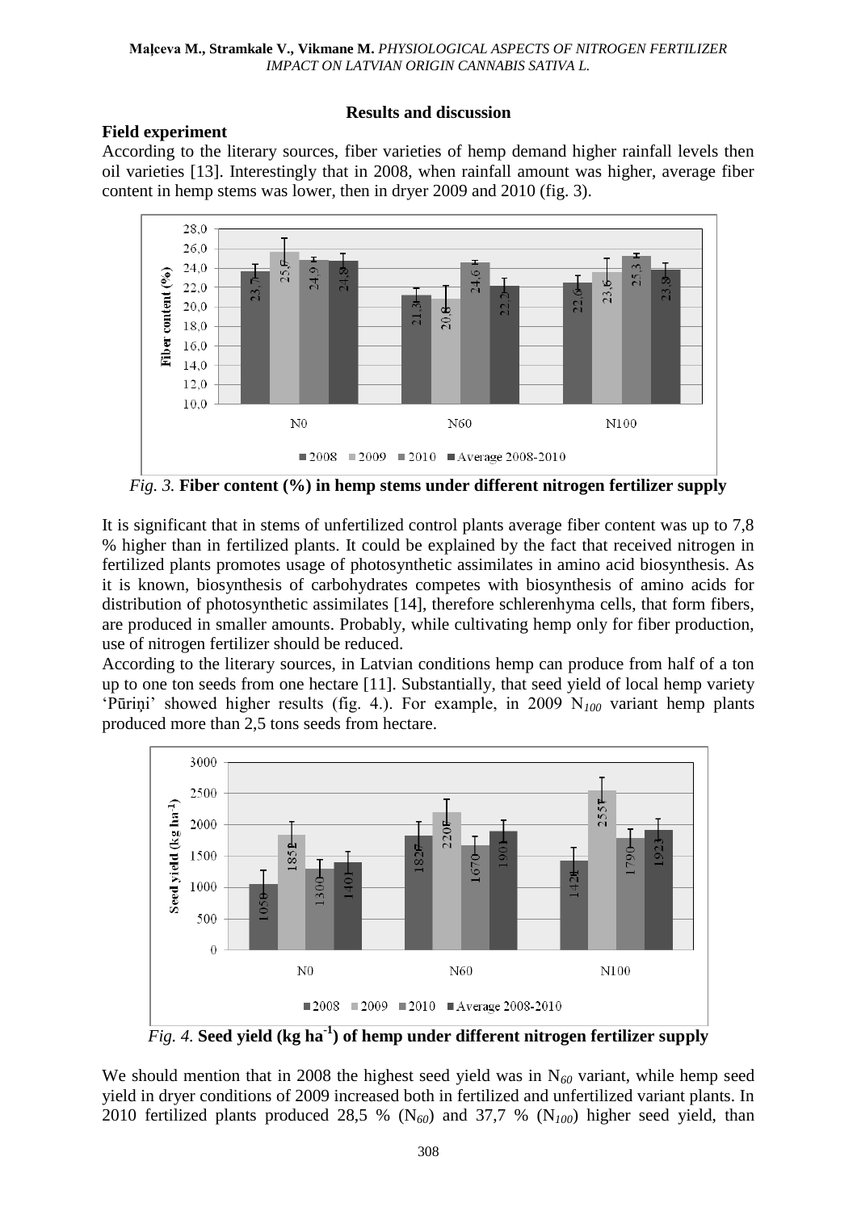## Results and discussion

### Field experiment

According to the literary sources, fiber varieties of hemp demand higher rainfall levels then oil varieties [13]. Interestingly that in 2008, when rainfall amount was higher, average fiber content in hemp stems was lower, then in dryer 2009 and 2010 (fig. 3).

*Fig. 3.* **Fiber content (%) in hemp stems under different nitrogen fertilizer supply**

It is significant that in stems of unfertilized control plants average fiber content was up to 7,8 % higher than in fertilized plants. It could be explained by the fact that received nitrogen in fertilized plants promotes usage of photosynthetic assimilates in amino acid biosynthesis. As it is known, biosynthesis of carbohydrates competes with biosynthesis of amino acids for distribution of photosynthetic assimilates [14], therefore schlerenhyma cells, that form fibers, are produced in smaller amounts. Probably, while cultivating hemp only for fiber production, use of nitrogen fertilizer should be reduced.

According to the literary sources, in Latvian conditions hemp can produce from half of a ton up to one ton seeds from one hectare [11]. Substantially, that seed yield of local hemp variety 'Pūriņi' showed higher results (fig. 4.). For example, in 2009 $N_{100}$ variant hemp plants produced more than 2,5 tons seeds from hectare.

*Fig. 4.* **Seed yield (kg ha$^{-1}$) of hemp under different nitrogen fertilizer supply**

We should mention that in 2008 the highest seed yield was in $N_{60}$ variant, while hemp seed yield in dryer conditions of 2009 increased both in fertilized and unfertilized variant plants. In 2010 fertilized plants produced 28,5 % ($N_{60}$) and 37,7 % ($N_{100}$) higher seed yield, than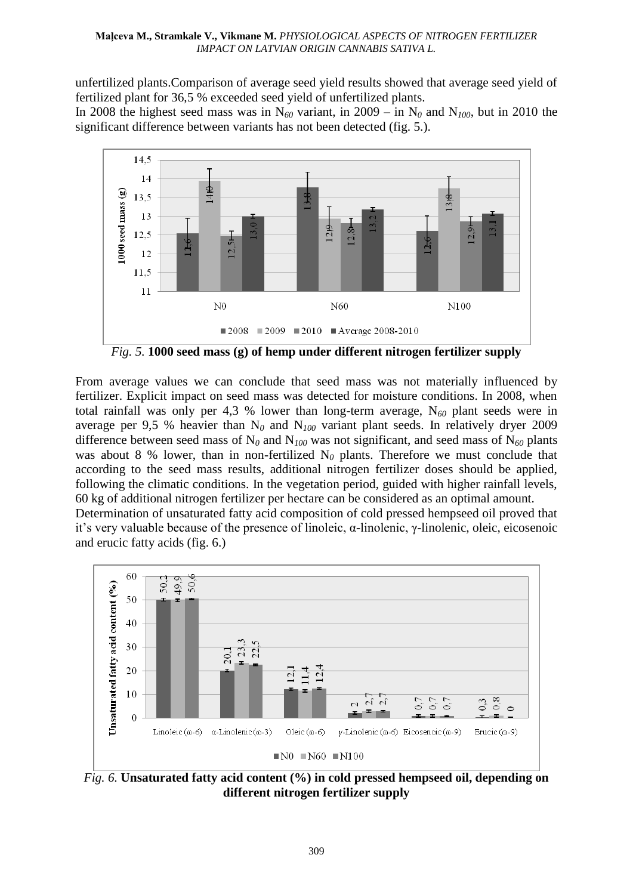unfertilized plants.Comparison of average seed yield results showed that average seed yield of fertilized plant for 36,5 % exceeded seed yield of unfertilized plants.

In 2008 the highest seed mass was in $N_{60}$ variant, in 2009 – in $N_0$ and $N_{100}$, but in 2010 the significant difference between variants has not been detected (fig. 5.).

*Fig. 5.* **1000 seed mass (g) of hemp under different nitrogen fertilizer supply**

From average values we can conclude that seed mass was not materially influenced by fertilizer. Explicit impact on seed mass was detected for moisture conditions. In 2008, when total rainfall was only per 4,3 % lower than long-term average, $N_{60}$ plant seeds were in average per 9,5 % heavier than $N_0$ and $N_{100}$ variant plant seeds. In relatively dryer 2009 difference between seed mass of $N_0$ and $N_{100}$ was not significant, and seed mass of $N_{60}$ plants was about 8 % lower, than in non-fertilized $N_0$ plants. Therefore we must conclude that according to the seed mass results, additional nitrogen fertilizer doses should be applied, following the climatic conditions. In the vegetation period, guided with higher rainfall levels, 60 kg of additional nitrogen fertilizer per hectare can be considered as an optimal amount.

Determination of unsaturated fatty acid composition of cold pressed hempseed oil proved that it's very valuable because of the presence of linoleic, α-linolenic, γ-linolenic, oleic, eicosenoic and erucic fatty acids (fig. 6.)

*Fig. 6.* **Unsaturated fatty acid content (%) in cold pressed hempseed oil, depending on different nitrogen fertilizer supply**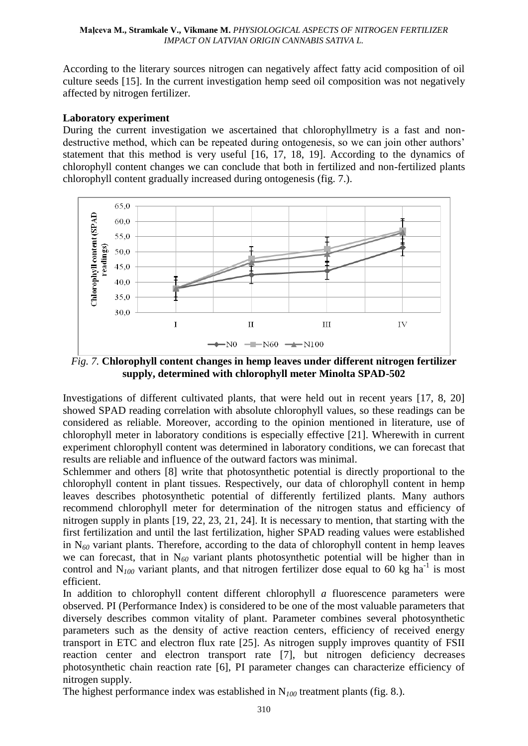According to the literary sources nitrogen can negatively affect fatty acid composition of oil culture seeds [15]. In the current investigation hemp seed oil composition was not negatively affected by nitrogen fertilizer.

**Laboratory experiment**

During the current investigation we ascertained that chlorophyllmetry is a fast and non-destructive method, which can be repeated during ontogenesis, so we can join other authors' statement that this method is very useful [16, 17, 18, 19]. According to the dynamics of chlorophyll content changes we can conclude that both in fertilized and non-fertilized plants chlorophyll content gradually increased during ontogenesis (fig. 7.).

*Fig. 7.* **Chlorophyll content changes in hemp leaves under different nitrogen fertilizer supply, determined with chlorophyll meter Minolta SPAD-502**

Investigations of different cultivated plants, that were held out in recent years [17, 8, 20] showed SPAD reading correlation with absolute chlorophyll values, so these readings can be considered as reliable. Moreover, according to the opinion mentioned in literature, use of chlorophyll meter in laboratory conditions is especially effective [21]. Wherewith in current experiment chlorophyll content was determined in laboratory conditions, we can forecast that results are reliable and influence of the outward factors was minimal.

Schlemmer and others [8] write that photosynthetic potential is directly proportional to the chlorophyll content in plant tissues. Respectively, our data of chlorophyll content in hemp leaves describes photosynthetic potential of differently fertilized plants. Many authors recommend chlorophyll meter for determination of the nitrogen status and efficiency of nitrogen supply in plants [19, 22, 23, 21, 24]. It is necessary to mention, that starting with the first fertilization and until the last fertilization, higher SPAD reading values were established in $N_{60}$ variant plants. Therefore, according to the data of chlorophyll content in hemp leaves we can forecast, that in $N_{60}$ variant plants photosynthetic potential will be higher than in control and $N_{100}$ variant plants, and that nitrogen fertilizer dose equal to 60 kg $ha^{-1}$ is most efficient.

In addition to chlorophyll content different chlorophyll *a* fluorescence parameters were observed. PI (Performance Index) is considered to be one of the most valuable parameters that diversely describes common vitality of plant. Parameter combines several photosynthetic parameters such as the density of active reaction centers, efficiency of received energy transport in ETC and electron flux rate [25]. As nitrogen supply improves quantity of FSII reaction center and electron transport rate [7], but nitrogen deficiency decreases photosynthetic chain reaction rate [6], PI parameter changes can characterize efficiency of nitrogen supply.

The highest performance index was established in $N_{100}$ treatment plants (fig. 8.).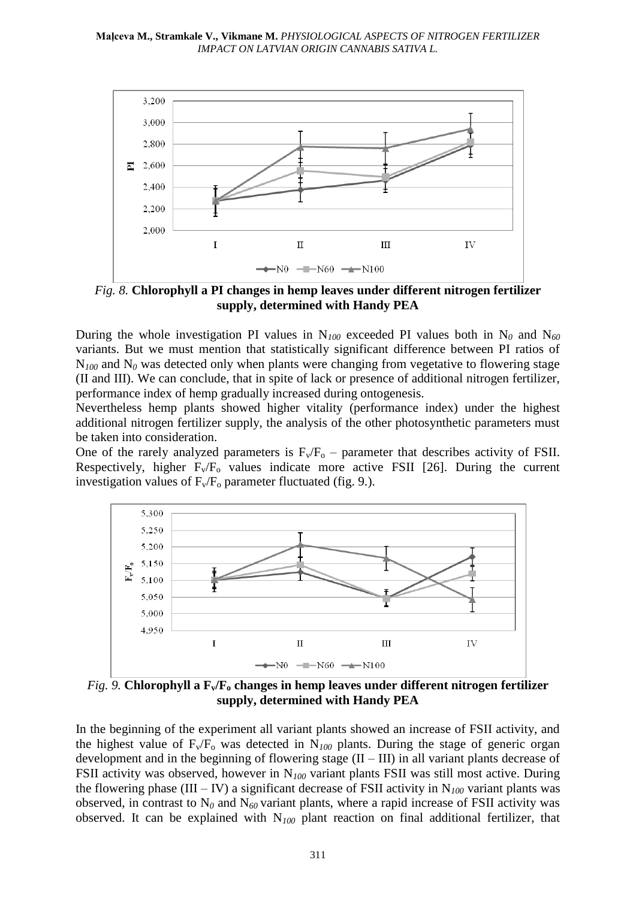*Fig. 8.* **Chlorophyll a PI changes in hemp leaves under different nitrogen fertilizer supply, determined with Handy PEA**

During the whole investigation PI values in $N_{100}$ exceeded PI values both in $N_0$ and $N_{60}$ variants. But we must mention that statistically significant difference between PI ratios of $N_{100}$ and $N_0$ was detected only when plants were changing from vegetative to flowering stage (II and III). We can conclude, that in spite of lack or presence of additional nitrogen fertilizer, performance index of hemp gradually increased during ontogenesis.

Nevertheless hemp plants showed higher vitality (performance index) under the highest additional nitrogen fertilizer supply, the analysis of the other photosynthetic parameters must be taken into consideration.

One of the rarely analyzed parameters is $F_v/F_o$ – parameter that describes activity of FSII. Respectively, higher $F_v/F_o$ values indicate more active FSII [26]. During the current investigation values of $F_v/F_o$ parameter fluctuated (fig. 9.).

*Fig. 9.* **Chlorophyll a $F_v/F_o$ changes in hemp leaves under different nitrogen fertilizer supply, determined with Handy PEA**

In the beginning of the experiment all variant plants showed an increase of FSII activity, and the highest value of $F_v/F_o$ was detected in $N_{100}$ plants. During the stage of generic organ development and in the beginning of flowering stage (II – III) in all variant plants decrease of FSII activity was observed, however in $N_{100}$ variant plants FSII was still most active. During the flowering phase (III – IV) a significant decrease of FSII activity in $N_{100}$ variant plants was observed, in contrast to $N_0$ and $N_{60}$ variant plants, where a rapid increase of FSII activity was observed. It can be explained with $N_{100}$ plant reaction on final additional fertilizer, that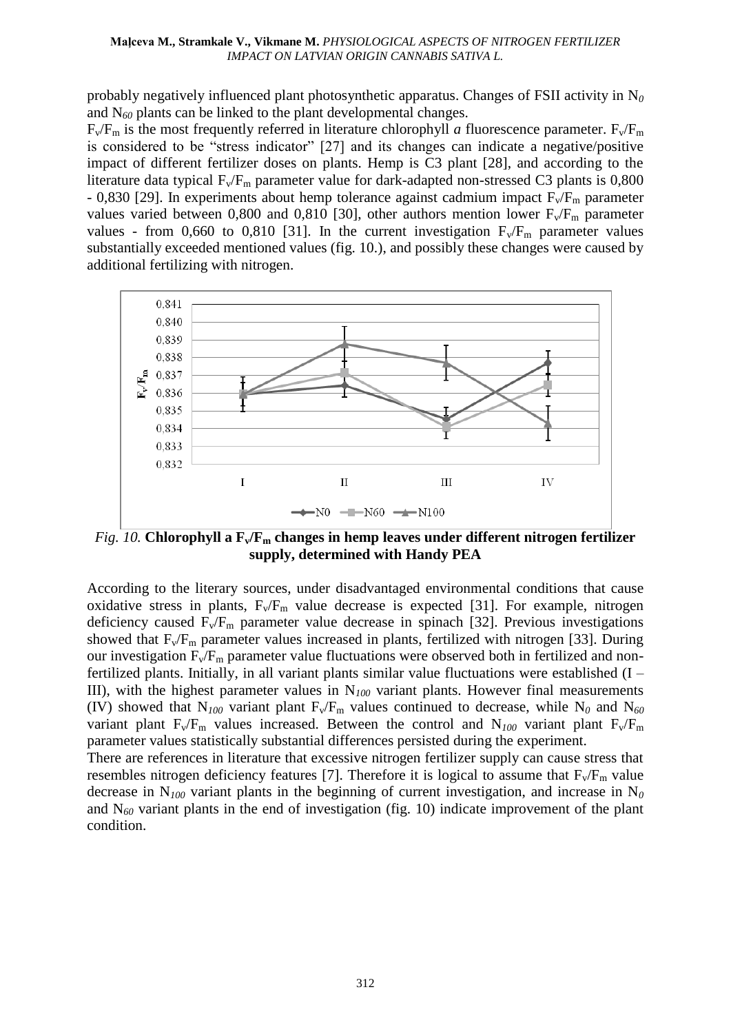probably negatively influenced plant photosynthetic apparatus. Changes of FSII activity in $N_0$ and $N_{60}$ plants can be linked to the plant developmental changes.

$F_v/F_m$ is the most frequently referred in literature chlorophyll *a* fluorescence parameter. $F_v/F_m$ is considered to be "stress indicator" [27] and its changes can indicate a negative/positive impact of different fertilizer doses on plants. Hemp is C3 plant [28], and according to the literature data typical $F_v/F_m$ parameter value for dark-adapted non-stressed C3 plants is 0,800 - 0,830 [29]. In experiments about hemp tolerance against cadmium impact $F_v/F_m$ parameter values varied between 0,800 and 0,810 [30], other authors mention lower $F_v/F_m$ parameter values - from 0,660 to 0,810 [31]. In the current investigation $F_v/F_m$ parameter values substantially exceeded mentioned values (fig. 10.), and possibly these changes were caused by additional fertilizing with nitrogen.

*Fig. 10.* **Chlorophyll a $F_v/F_m$ changes in hemp leaves under different nitrogen fertilizer supply, determined with Handy PEA**

According to the literary sources, under disadvantaged environmental conditions that cause oxidative stress in plants, $F_v/F_m$ value decrease is expected [31]. For example, nitrogen deficiency caused $F_v/F_m$ parameter value decrease in spinach [32]. Previous investigations showed that $F_v/F_m$ parameter values increased in plants, fertilized with nitrogen [33]. During our investigation $F_v/F_m$ parameter value fluctuations were observed both in fertilized and non-fertilized plants. Initially, in all variant plants similar value fluctuations were established (I – III), with the highest parameter values in $N_{100}$ variant plants. However final measurements (IV) showed that $N_{100}$ variant plant $F_v/F_m$ values continued to decrease, while $N_0$ and $N_{60}$ variant plant $F_v/F_m$ values increased. Between the control and $N_{100}$ variant plant $F_v/F_m$ parameter values statistically substantial differences persisted during the experiment.

There are references in literature that excessive nitrogen fertilizer supply can cause stress that resembles nitrogen deficiency features [7]. Therefore it is logical to assume that $F_v/F_m$ value decrease in $N_{100}$ variant plants in the beginning of current investigation, and increase in $N_0$ and $N_{60}$ variant plants in the end of investigation (fig. 10) indicate improvement of the plant condition.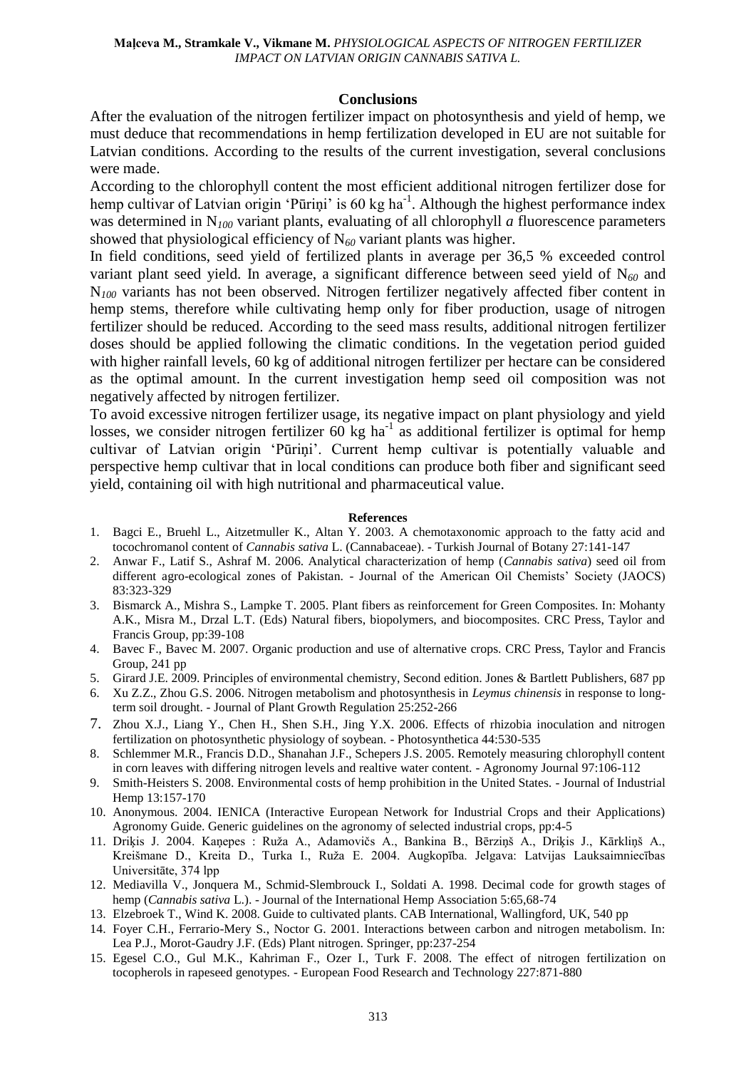## Conclusions

After the evaluation of the nitrogen fertilizer impact on photosynthesis and yield of hemp, we must deduce that recommendations in hemp fertilization developed in EU are not suitable for Latvian conditions. According to the results of the current investigation, several conclusions were made.

According to the chlorophyll content the most efficient additional nitrogen fertilizer dose for hemp cultivar of Latvian origin 'Pūriņi' is 60 kg $ha^{-1}$. Although the highest performance index was determined in $N_{100}$ variant plants, evaluating of all chlorophyll *a* fluorescence parameters showed that physiological efficiency of $N_{60}$ variant plants was higher.

In field conditions, seed yield of fertilized plants in average per 36,5 % exceeded control variant plant seed yield. In average, a significant difference between seed yield of $N_{60}$ and $N_{100}$ variants has not been observed. Nitrogen fertilizer negatively affected fiber content in hemp stems, therefore while cultivating hemp only for fiber production, usage of nitrogen fertilizer should be reduced. According to the seed mass results, additional nitrogen fertilizer doses should be applied following the climatic conditions. In the vegetation period guided with higher rainfall levels, 60 kg of additional nitrogen fertilizer per hectare can be considered as the optimal amount. In the current investigation hemp seed oil composition was not negatively affected by nitrogen fertilizer.

To avoid excessive nitrogen fertilizer usage, its negative impact on plant physiology and yield losses, we consider nitrogen fertilizer 60 kg $ha^{-1}$ as additional fertilizer is optimal for hemp cultivar of Latvian origin 'Pūriņi'. Current hemp cultivar is potentially valuable and perspective hemp cultivar that in local conditions can produce both fiber and significant seed yield, containing oil with high nutritional and pharmaceutical value.

### References

1. Bagci E., Bruehl L., Aitzetmuller K., Altan Y. 2003. A chemotaxonomic approach to the fatty acid and tocochromanol content of *Cannabis sativa* L. (Cannabaceae). - Turkish Journal of Botany 27:141-147
2. Anwar F., Latif S., Ashraf M. 2006. Analytical characterization of hemp (*Cannabis sativa*) seed oil from different agro-ecological zones of Pakistan. - Journal of the American Oil Chemists' Society (JAOCS) 83:323-329
3. Bismarck A., Mishra S., Lampke T. 2005. Plant fibers as reinforcement for Green Composites. In: Mohanty A.K., Misra M., Drzal L.T. (Eds) Natural fibers, biopolymers, and biocomposites. CRC Press, Taylor and Francis Group, pp:39-108
4. Bavec F., Bavec M. 2007. Organic production and use of alternative crops. CRC Press, Taylor and Francis Group, 241 pp
5. Girard J.E. 2009. Principles of environmental chemistry, Second edition. Jones & Bartlett Publishers, 687 pp
6. Xu Z.Z., Zhou G.S. 2006. Nitrogen metabolism and photosynthesis in *Leymus chinensis* in response to long-term soil drought. - Journal of Plant Growth Regulation 25:252-266
7. Zhou X.J., Liang Y., Chen H., Shen S.H., Jing Y.X. 2006. Effects of rhizobia inoculation and nitrogen fertilization on photosynthetic physiology of soybean. - Photosynthetica 44:530-535
8. Schlemmer M.R., Francis D.D., Shanahan J.F., Schepers J.S. 2005. Remotely measuring chlorophyll content in corn leaves with differing nitrogen levels and realtive water content. - Agronomy Journal 97:106-112
9. Smith-Heisters S. 2008. Environmental costs of hemp prohibition in the United States. - Journal of Industrial Hemp 13:157-170
10. Anonymous. 2004. IENICA (Interactive European Network for Industrial Crops and their Applications) Agronomy Guide. Generic guidelines on the agronomy of selected industrial crops, pp:4-5
11. Driķis J. 2004. Kaņepes : Ruža A., Adamovičs A., Bankina B., Bērziņš A., Driķis J., Kārkliņš A., Kreišmane D., Kreita D., Turka I., Ruža E. 2004. Augkopība. Jelgava: Latvijas Lauksaimniecības Universitāte, 374 lpp
12. Mediavilla V., Jonquera M., Schmid-Slembrouck I., Soldati A. 1998. Decimal code for growth stages of hemp (*Cannabis sativa* L.). - Journal of the International Hemp Association 5:65,68-74
13. Elzebroek T., Wind K. 2008. Guide to cultivated plants. CAB International, Wallingford, UK, 540 pp
14. Foyer C.H., Ferrario-Mery S., Noctor G. 2001. Interactions between carbon and nitrogen metabolism. In: Lea P.J., Morot-Gaudry J.F. (Eds) Plant nitrogen. Springer, pp:237-254
15. Egesel C.O., Gul M.K., Kahriman F., Ozer I., Turk F. 2008. The effect of nitrogen fertilization on tocopherols in rapeseed genotypes. - European Food Research and Technology 227:871-880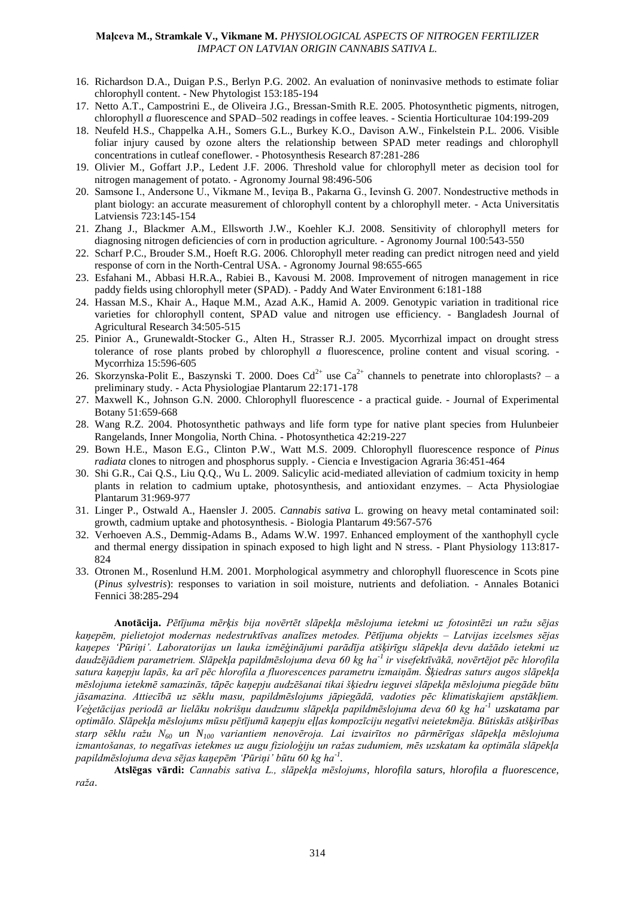16. Richardson D.A., Duigan P.S., Berlyn P.G. 2002. An evaluation of noninvasive methods to estimate foliar chlorophyll content. - New Phytologist 153:185-194
17. Netto A.T., Campostrini E., de Oliveira J.G., Bressan-Smith R.E. 2005. Photosynthetic pigments, nitrogen, chlorophyll *a* fluorescence and SPAD–502 readings in coffee leaves. - Scientia Horticulturae 104:199-209
18. Neufeld H.S., Chappelka A.H., Somers G.L., Burkey K.O., Davison A.W., Finkelstein P.L. 2006. Visible foliar injury caused by ozone alters the relationship between SPAD meter readings and chlorophyll concentrations in cutleaf coneflower. - Photosynthesis Research 87:281-286
19. Olivier M., Goffart J.P., Ledent J.F. 2006. Threshold value for chlorophyll meter as decision tool for nitrogen management of potato. - Agronomy Journal 98:496-506
20. Samsone I., Andersone U., Vikmane M., Ieviņa B., Pakarna G., Ievinsh G. 2007. Nondestructive methods in plant biology: an accurate measurement of chlorophyll content by a chlorophyll meter. - Acta Universitatis Latviensis 723:145-154
21. Zhang J., Blackmer A.M., Ellsworth J.W., Koehler K.J. 2008. Sensitivity of chlorophyll meters for diagnosing nitrogen deficiencies of corn in production agriculture. - Agronomy Journal 100:543-550
22. Scharf P.C., Brouder S.M., Hoeft R.G. 2006. Chlorophyll meter reading can predict nitrogen need and yield response of corn in the North-Central USA. - Agronomy Journal 98:655-665
23. Esfahani M., Abbasi H.R.A., Rabiei B., Kavousi M. 2008. Improvement of nitrogen management in rice paddy fields using chlorophyll meter (SPAD). - Paddy And Water Environment 6:181-188
24. Hassan M.S., Khair A., Haque M.M., Azad A.K., Hamid A. 2009. Genotypic variation in traditional rice varieties for chlorophyll content, SPAD value and nitrogen use efficiency. - Bangladesh Journal of Agricultural Research 34:505-515
25. Pinior A., Grunewaldt-Stocker G., Alten H., Strasser R.J. 2005. Mycorrhizal impact on drought stress tolerance of rose plants probed by chlorophyll *a* fluorescence, proline content and visual scoring. - Mycorrhiza 15:596-605
26. Skorzynska-Polit E., Baszynski T. 2000. Does $Cd^{2+}$ use $Ca^{2+}$ channels to penetrate into chloroplasts? – a preliminary study. - Acta Physiologiae Plantarum 22:171-178
27. Maxwell K., Johnson G.N. 2000. Chlorophyll fluorescence - a practical guide. - Journal of Experimental Botany 51:659-668
28. Wang R.Z. 2004. Photosynthetic pathways and life form type for native plant species from Hulunbeier Rangelands, Inner Mongolia, North China. - Photosynthetica 42:219-227
29. Bown H.E., Mason E.G., Clinton P.W., Watt M.S. 2009. Chlorophyll fluorescence responce of *Pinus radiata* clones to nitrogen and phosphorus supply. - Ciencia e Investigacion Agraria 36:451-464
30. Shi G.R., Cai Q.S., Liu Q.Q., Wu L. 2009. Salicylic acid-mediated alleviation of cadmium toxicity in hemp plants in relation to cadmium uptake, photosynthesis, and antioxidant enzymes. – Acta Physiologiae Plantarum 31:969-977
31. Linger P., Ostwald A., Haensler J. 2005. *Cannabis sativa* L. growing on heavy metal contaminated soil: growth, cadmium uptake and photosynthesis. - Biologia Plantarum 49:567-576
32. Verhoeven A.S., Demmig-Adams B., Adams W.W. 1997. Enhanced employment of the xanthophyll cycle and thermal energy dissipation in spinach exposed to high light and N stress. - Plant Physiology 113:817-824
33. Otronen M., Rosenlund H.M. 2001. Morphological asymmetry and chlorophyll fluorescence in Scots pine (*Pinus sylvestris*): responses to variation in soil moisture, nutrients and defoliation. - Annales Botanici Fennici 38:285-294

**Anotācija.** *Pētījuma mērķis bija novērtēt slāpekļa mēslojuma ietekmi uz fotosintēzi un ražu sējas kaņepēm, pielietojot modernas nedestruktīvas analīzes metodes. Pētījuma objekts – Latvijas izcelsmes sējas kaņepes 'Pūriņi'. Laboratorijas un lauka izmēģinājumi parādīja atšķirīgu slāpekļa devu dažādo ietekmi uz daudzējādiem parametriem. Slāpekļa papildmēslojuma deva 60 kg ha$^{-1}$ ir visefektīvākā, novērtējot pēc hlorofila satura kaņepju lapās, ka arī pēc hlorofila a fluorescences parametru izmaiņām. Šķiedras saturs augos slāpekļa mēslojuma ietekmē samazinās, tāpēc kaņepju audzēšanai tikai šķiedru ieguvei slāpekļa mēslojuma piegāde būtu jāsamazina. Attiecībā uz sēklu masu, papildmēslojums jāpiegādā, vadoties pēc klimatiskajiem apstākļiem. Veģetācijas periodā ar lielāku nokrišņu daudzumu slāpekļa papildmēslojuma deva 60 kg ha$^{-1}$ uzskatama par optimālo. Slāpekļa mēslojums mūsu pētījumā kaņepju eļļas kompozīciju negatīvi neietekmēja. Būtiskās atšķirības starp sēklu ražu $N_{60}$ un $N_{100}$ variantiem nenovēroja. Lai izvairītos no pārmērīgas slāpekļa mēslojuma izmantošanas, to negatīvas ietekmes uz augu fizioloģiju un ražas zudumiem, mēs uzskatam ka optimāla slāpekļa papildmēslojuma deva sējas kaņepēm 'Pūriņi' būtu 60 kg ha$^{-1}$.*

**Atslēgas vārdi:** *Cannabis sativa L., slāpekļa mēslojums, hlorofila saturs, hlorofila a fluorescence, raža*.